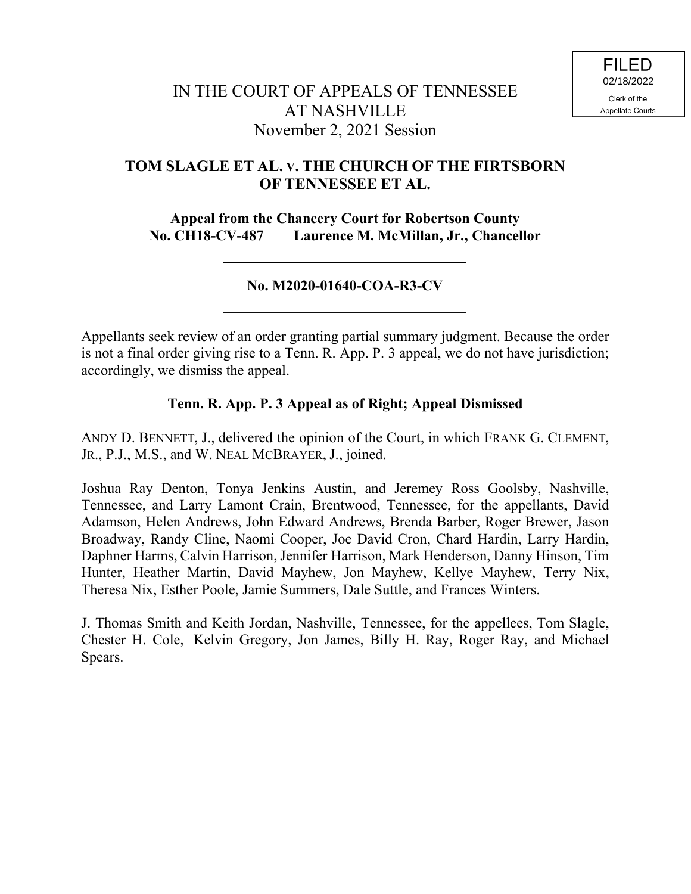FILED
02/18/2022
Clerk of the
Appellate Courts

# IN THE COURT OF APPEALS OF TENNESSEE AT NASHVILLE

November 2, 2021 Session

## TOM SLAGLE ET AL. V. THE CHURCH OF THE FIRTSBORN OF TENNESSEE ET AL.

**Appeal from the Chancery Court for Robertson County**
**No. CH18-CV-487 Laurence M. McMillan, Jr., Chancellor**

---

**No. M2020-01640-COA-R3-CV**

---

Appellants seek review of an order granting partial summary judgment. Because the order is not a final order giving rise to a Tenn. R. App. P. 3 appeal, we do not have jurisdiction; accordingly, we dismiss the appeal.

**Tenn. R. App. P. 3 Appeal as of Right; Appeal Dismissed**

ANDY D. BENNETT, J., delivered the opinion of the Court, in which FRANK G. CLEMENT, JR., P.J., M.S., and W. NEAL MCBRAYER, J., joined.

Joshua Ray Denton, Tonya Jenkins Austin, and Jeremey Ross Goolsby, Nashville, Tennessee, and Larry Lamont Crain, Brentwood, Tennessee, for the appellants, David Adamson, Helen Andrews, John Edward Andrews, Brenda Barber, Roger Brewer, Jason Broadway, Randy Cline, Naomi Cooper, Joe David Cron, Chard Hardin, Larry Hardin, Daphner Harms, Calvin Harrison, Jennifer Harrison, Mark Henderson, Danny Hinson, Tim Hunter, Heather Martin, David Mayhew, Jon Mayhew, Kellye Mayhew, Terry Nix, Theresa Nix, Esther Poole, Jamie Summers, Dale Suttle, and Frances Winters.

J. Thomas Smith and Keith Jordan, Nashville, Tennessee, for the appellees, Tom Slagle, Chester H. Cole, Kelvin Gregory, Jon James, Billy H. Ray, Roger Ray, and Michael Spears.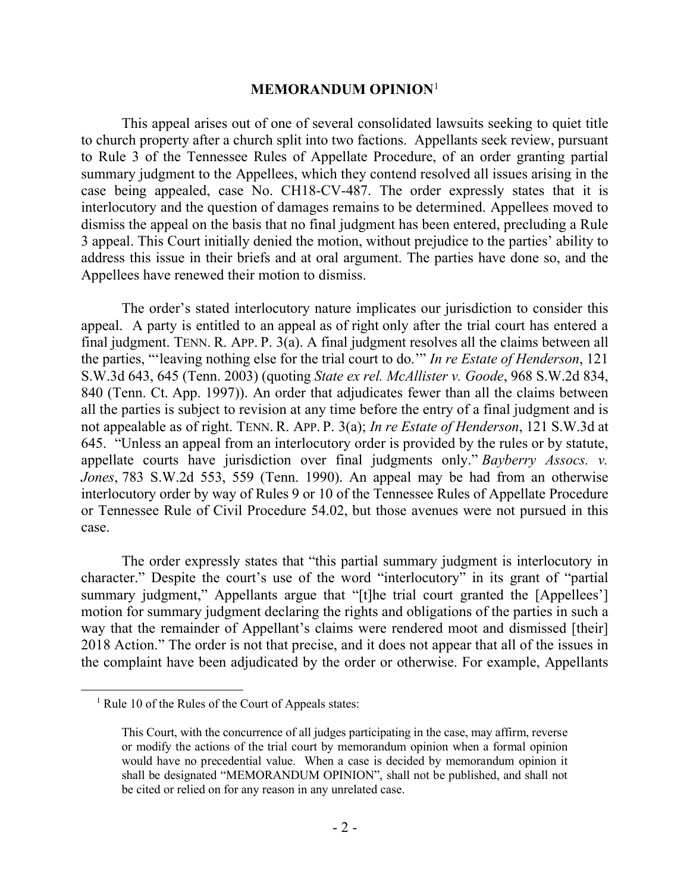## MEMORANDUM OPINION[1]

This appeal arises out of one of several consolidated lawsuits seeking to quiet title to church property after a church split into two factions. Appellants seek review, pursuant to Rule 3 of the Tennessee Rules of Appellate Procedure, of an order granting partial summary judgment to the Appellees, which they contend resolved all issues arising in the case being appealed, case No. CH18-CV-487. The order expressly states that it is interlocutory and the question of damages remains to be determined. Appellees moved to dismiss the appeal on the basis that no final judgment has been entered, precluding a Rule 3 appeal. This Court initially denied the motion, without prejudice to the parties' ability to address this issue in their briefs and at oral argument. The parties have done so, and the Appellees have renewed their motion to dismiss.

The order's stated interlocutory nature implicates our jurisdiction to consider this appeal. A party is entitled to an appeal as of right only after the trial court has entered a final judgment. TENN. R. APP. P. 3(a). A final judgment resolves all the claims between all the parties, "'leaving nothing else for the trial court to do.'" *In re Estate of Henderson*, 121 S.W.3d 643, 645 (Tenn. 2003) (quoting *State ex rel. McAllister v. Goode*, 968 S.W.2d 834, 840 (Tenn. Ct. App. 1997)). An order that adjudicates fewer than all the claims between all the parties is subject to revision at any time before the entry of a final judgment and is not appealable as of right. TENN. R. APP. P. 3(a); *In re Estate of Henderson*, 121 S.W.3d at 645. "Unless an appeal from an interlocutory order is provided by the rules or by statute, appellate courts have jurisdiction over final judgments only." *Bayberry Assocs. v. Jones*, 783 S.W.2d 553, 559 (Tenn. 1990). An appeal may be had from an otherwise interlocutory order by way of Rules 9 or 10 of the Tennessee Rules of Appellate Procedure or Tennessee Rule of Civil Procedure 54.02, but those avenues were not pursued in this case.

The order expressly states that "this partial summary judgment is interlocutory in character." Despite the court's use of the word "interlocutory" in its grant of "partial summary judgment," Appellants argue that "[t]he trial court granted the [Appellees'] motion for summary judgment declaring the rights and obligations of the parties in such a way that the remainder of Appellant's claims were rendered moot and dismissed [their] 2018 Action." The order is not that precise, and it does not appear that all of the issues in the complaint have been adjudicated by the order or otherwise. For example, Appellants

---

[1] Rule 10 of the Rules of the Court of Appeals states:

> This Court, with the concurrence of all judges participating in the case, may affirm, reverse or modify the actions of the trial court by memorandum opinion when a formal opinion would have no precedential value. When a case is decided by memorandum opinion it shall be designated "MEMORANDUM OPINION", shall not be published, and shall not be cited or relied on for any reason in any unrelated case.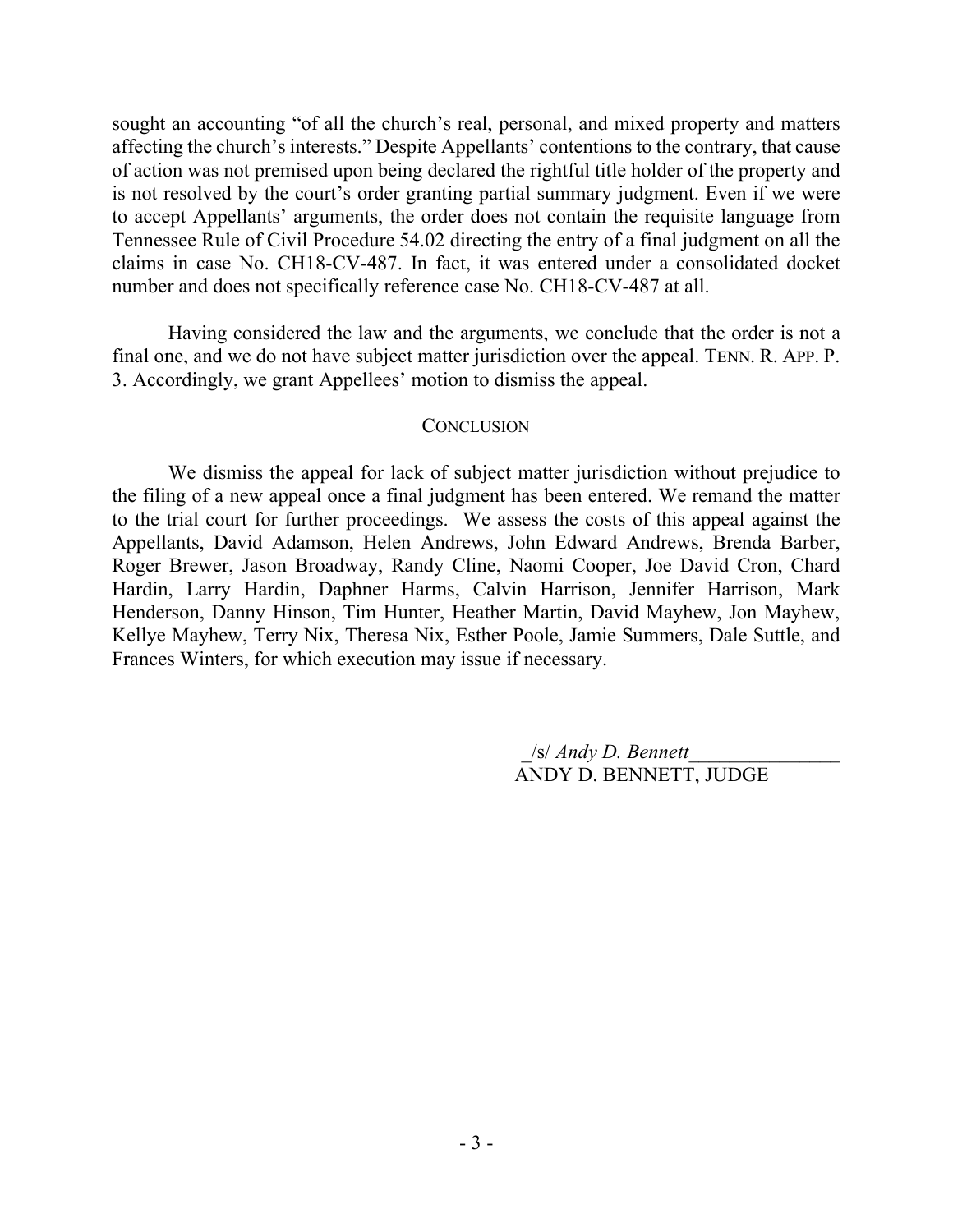sought an accounting "of all the church's real, personal, and mixed property and matters affecting the church's interests." Despite Appellants' contentions to the contrary, that cause of action was not premised upon being declared the rightful title holder of the property and is not resolved by the court's order granting partial summary judgment. Even if we were to accept Appellants' arguments, the order does not contain the requisite language from Tennessee Rule of Civil Procedure 54.02 directing the entry of a final judgment on all the claims in case No. CH18-CV-487. In fact, it was entered under a consolidated docket number and does not specifically reference case No. CH18-CV-487 at all.

Having considered the law and the arguments, we conclude that the order is not a final one, and we do not have subject matter jurisdiction over the appeal. TENN. R. APP. P. 3. Accordingly, we grant Appellees' motion to dismiss the appeal.

## CONCLUSION

We dismiss the appeal for lack of subject matter jurisdiction without prejudice to the filing of a new appeal once a final judgment has been entered. We remand the matter to the trial court for further proceedings. We assess the costs of this appeal against the Appellants, David Adamson, Helen Andrews, John Edward Andrews, Brenda Barber, Roger Brewer, Jason Broadway, Randy Cline, Naomi Cooper, Joe David Cron, Chard Hardin, Larry Hardin, Daphner Harms, Calvin Harrison, Jennifer Harrison, Mark Henderson, Danny Hinson, Tim Hunter, Heather Martin, David Mayhew, Jon Mayhew, Kellye Mayhew, Terry Nix, Theresa Nix, Esther Poole, Jamie Summers, Dale Suttle, and Frances Winters, for which execution may issue if necessary.

_/s/ *Andy D. Bennett*_______________
ANDY D. BENNETT, JUDGE